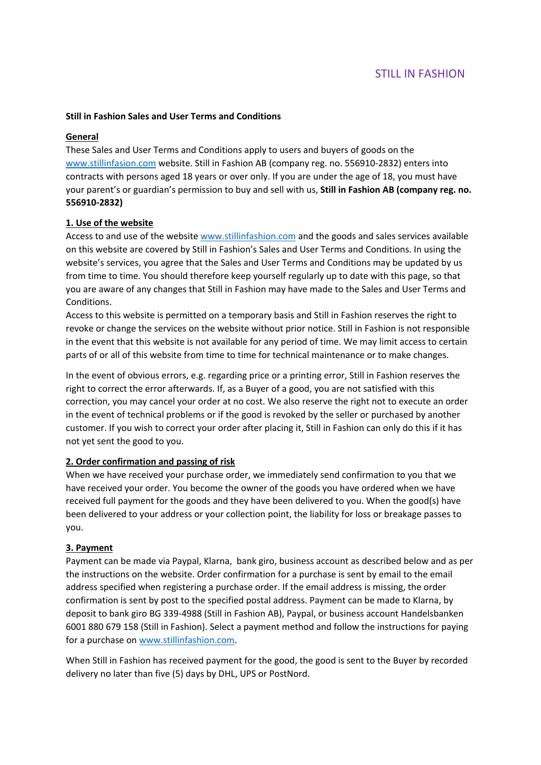# STILL IN FASHION

**Still in Fashion Sales and User Terms and Conditions**

**General**

These Sales and User Terms and Conditions apply to users and buyers of goods on the www.stillinfasion.com website. Still in Fashion AB (company reg. no. 556910-2832) enters into contracts with persons aged 18 years or over only. If you are under the age of 18, you must have your parent's or guardian's permission to buy and sell with us, **Still in Fashion AB (company reg. no. 556910-2832)**

**1. Use of the website**

Access to and use of the website www.stillinfashion.com and the goods and sales services available on this website are covered by Still in Fashion's Sales and User Terms and Conditions. In using the website's services, you agree that the Sales and User Terms and Conditions may be updated by us from time to time. You should therefore keep yourself regularly up to date with this page, so that you are aware of any changes that Still in Fashion may have made to the Sales and User Terms and Conditions.
Access to this website is permitted on a temporary basis and Still in Fashion reserves the right to revoke or change the services on the website without prior notice. Still in Fashion is not responsible in the event that this website is not available for any period of time. We may limit access to certain parts of or all of this website from time to time for technical maintenance or to make changes.

In the event of obvious errors, e.g. regarding price or a printing error, Still in Fashion reserves the right to correct the error afterwards. If, as a Buyer of a good, you are not satisfied with this correction, you may cancel your order at no cost. We also reserve the right not to execute an order in the event of technical problems or if the good is revoked by the seller or purchased by another customer. If you wish to correct your order after placing it, Still in Fashion can only do this if it has not yet sent the good to you.

**2. Order confirmation and passing of risk**

When we have received your purchase order, we immediately send confirmation to you that we have received your order. You become the owner of the goods you have ordered when we have received full payment for the goods and they have been delivered to you. When the good(s) have been delivered to your address or your collection point, the liability for loss or breakage passes to you.

**3. Payment**

Payment can be made via Paypal, Klarna, bank giro, business account as described below and as per the instructions on the website. Order confirmation for a purchase is sent by email to the email address specified when registering a purchase order. If the email address is missing, the order confirmation is sent by post to the specified postal address. Payment can be made to Klarna, by deposit to bank giro BG 339-4988 (Still in Fashion AB), Paypal, or business account Handelsbanken 6001 880 679 158 (Still in Fashion). Select a payment method and follow the instructions for paying for a purchase on www.stillinfashion.com.

When Still in Fashion has received payment for the good, the good is sent to the Buyer by recorded delivery no later than five (5) days by DHL, UPS or PostNord.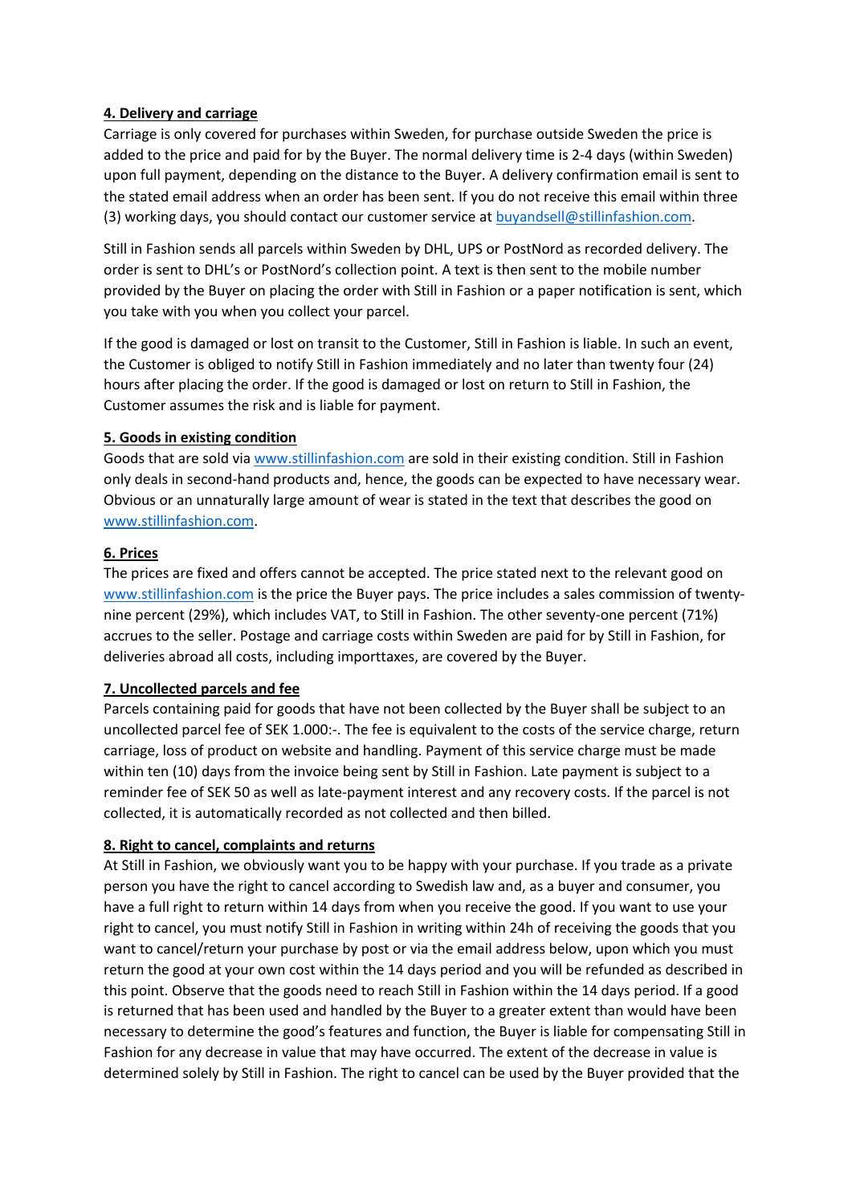**4. Delivery and carriage**

Carriage is only covered for purchases within Sweden, for purchase outside Sweden the price is added to the price and paid for by the Buyer. The normal delivery time is 2-4 days (within Sweden) upon full payment, depending on the distance to the Buyer. A delivery confirmation email is sent to the stated email address when an order has been sent. If you do not receive this email within three (3) working days, you should contact our customer service at buyandsell@stillinfashion.com.

Still in Fashion sends all parcels within Sweden by DHL, UPS or PostNord as recorded delivery. The order is sent to DHL's or PostNord's collection point. A text is then sent to the mobile number provided by the Buyer on placing the order with Still in Fashion or a paper notification is sent, which you take with you when you collect your parcel.

If the good is damaged or lost on transit to the Customer, Still in Fashion is liable. In such an event, the Customer is obliged to notify Still in Fashion immediately and no later than twenty four (24) hours after placing the order. If the good is damaged or lost on return to Still in Fashion, the Customer assumes the risk and is liable for payment.

**5. Goods in existing condition**

Goods that are sold via www.stillinfashion.com are sold in their existing condition. Still in Fashion only deals in second-hand products and, hence, the goods can be expected to have necessary wear. Obvious or an unnaturally large amount of wear is stated in the text that describes the good on www.stillinfashion.com.

**6. Prices**

The prices are fixed and offers cannot be accepted. The price stated next to the relevant good on www.stillinfashion.com is the price the Buyer pays. The price includes a sales commission of twenty-nine percent (29%), which includes VAT, to Still in Fashion. The other seventy-one percent (71%) accrues to the seller. Postage and carriage costs within Sweden are paid for by Still in Fashion, for deliveries abroad all costs, including importtaxes, are covered by the Buyer.

**7. Uncollected parcels and fee**

Parcels containing paid for goods that have not been collected by the Buyer shall be subject to an uncollected parcel fee of SEK 1.000:-. The fee is equivalent to the costs of the service charge, return carriage, loss of product on website and handling. Payment of this service charge must be made within ten (10) days from the invoice being sent by Still in Fashion. Late payment is subject to a reminder fee of SEK 50 as well as late-payment interest and any recovery costs. If the parcel is not collected, it is automatically recorded as not collected and then billed.

**8. Right to cancel, complaints and returns**

At Still in Fashion, we obviously want you to be happy with your purchase. If you trade as a private person you have the right to cancel according to Swedish law and, as a buyer and consumer, you have a full right to return within 14 days from when you receive the good. If you want to use your right to cancel, you must notify Still in Fashion in writing within 24h of receiving the goods that you want to cancel/return your purchase by post or via the email address below, upon which you must return the good at your own cost within the 14 days period and you will be refunded as described in this point. Observe that the goods need to reach Still in Fashion within the 14 days period. If a good is returned that has been used and handled by the Buyer to a greater extent than would have been necessary to determine the good's features and function, the Buyer is liable for compensating Still in Fashion for any decrease in value that may have occurred. The extent of the decrease in value is determined solely by Still in Fashion. The right to cancel can be used by the Buyer provided that the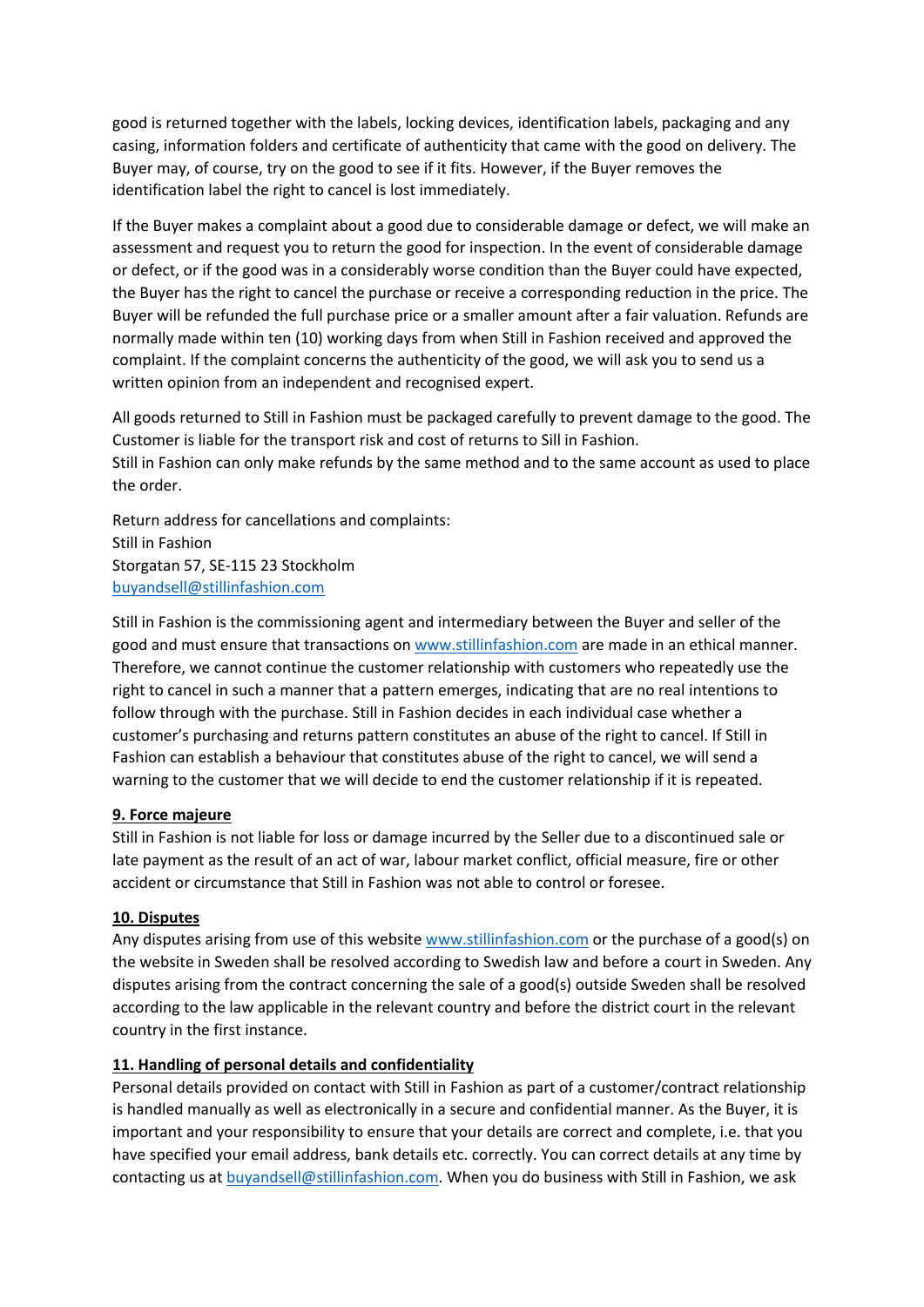good is returned together with the labels, locking devices, identification labels, packaging and any casing, information folders and certificate of authenticity that came with the good on delivery. The Buyer may, of course, try on the good to see if it fits. However, if the Buyer removes the identification label the right to cancel is lost immediately.

If the Buyer makes a complaint about a good due to considerable damage or defect, we will make an assessment and request you to return the good for inspection. In the event of considerable damage or defect, or if the good was in a considerably worse condition than the Buyer could have expected, the Buyer has the right to cancel the purchase or receive a corresponding reduction in the price. The Buyer will be refunded the full purchase price or a smaller amount after a fair valuation. Refunds are normally made within ten (10) working days from when Still in Fashion received and approved the complaint. If the complaint concerns the authenticity of the good, we will ask you to send us a written opinion from an independent and recognised expert.

All goods returned to Still in Fashion must be packaged carefully to prevent damage to the good. The Customer is liable for the transport risk and cost of returns to Sill in Fashion.
Still in Fashion can only make refunds by the same method and to the same account as used to place the order.

Return address for cancellations and complaints:
Still in Fashion
Storgatan 57, SE-115 23 Stockholm
buyandsell@stillinfashion.com

Still in Fashion is the commissioning agent and intermediary between the Buyer and seller of the good and must ensure that transactions on www.stillinfashion.com are made in an ethical manner. Therefore, we cannot continue the customer relationship with customers who repeatedly use the right to cancel in such a manner that a pattern emerges, indicating that are no real intentions to follow through with the purchase. Still in Fashion decides in each individual case whether a customer's purchasing and returns pattern constitutes an abuse of the right to cancel. If Still in Fashion can establish a behaviour that constitutes abuse of the right to cancel, we will send a warning to the customer that we will decide to end the customer relationship if it is repeated.

**9. Force majeure**

Still in Fashion is not liable for loss or damage incurred by the Seller due to a discontinued sale or late payment as the result of an act of war, labour market conflict, official measure, fire or other accident or circumstance that Still in Fashion was not able to control or foresee.

**10. Disputes**

Any disputes arising from use of this website www.stillinfashion.com or the purchase of a good(s) on the website in Sweden shall be resolved according to Swedish law and before a court in Sweden. Any disputes arising from the contract concerning the sale of a good(s) outside Sweden shall be resolved according to the law applicable in the relevant country and before the district court in the relevant country in the first instance.

**11. Handling of personal details and confidentiality**

Personal details provided on contact with Still in Fashion as part of a customer/contract relationship is handled manually as well as electronically in a secure and confidential manner. As the Buyer, it is important and your responsibility to ensure that your details are correct and complete, i.e. that you have specified your email address, bank details etc. correctly. You can correct details at any time by contacting us at buyandsell@stillinfashion.com. When you do business with Still in Fashion, we ask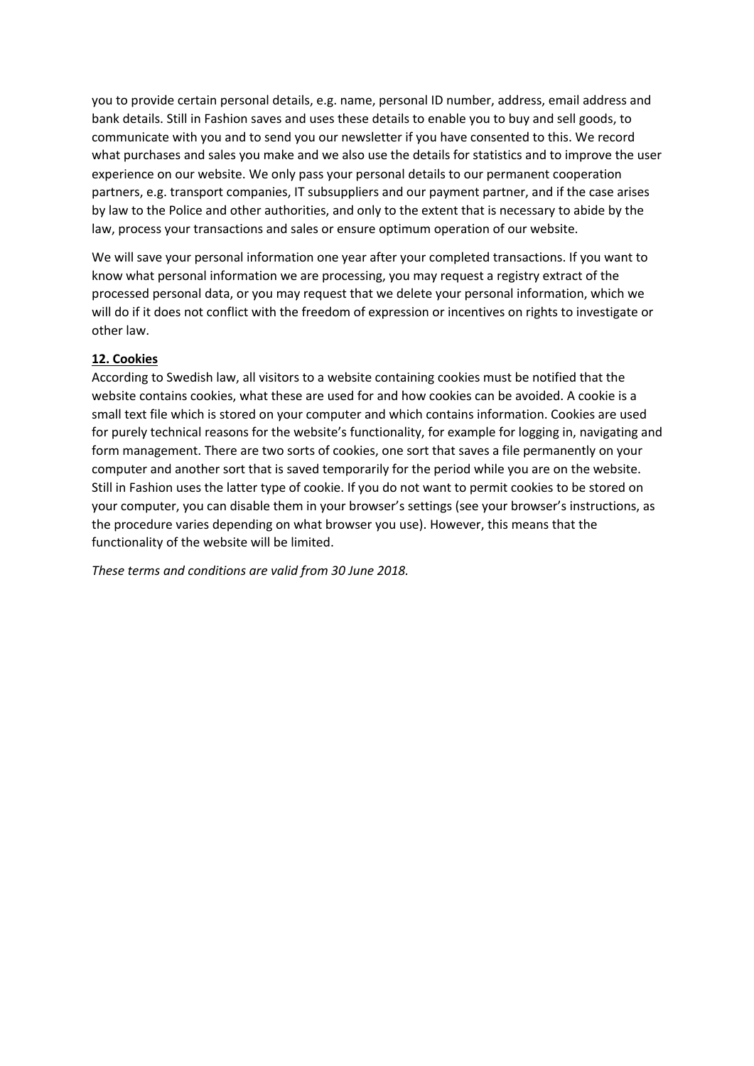you to provide certain personal details, e.g. name, personal ID number, address, email address and bank details. Still in Fashion saves and uses these details to enable you to buy and sell goods, to communicate with you and to send you our newsletter if you have consented to this. We record what purchases and sales you make and we also use the details for statistics and to improve the user experience on our website. We only pass your personal details to our permanent cooperation partners, e.g. transport companies, IT subsuppliers and our payment partner, and if the case arises by law to the Police and other authorities, and only to the extent that is necessary to abide by the law, process your transactions and sales or ensure optimum operation of our website.

We will save your personal information one year after your completed transactions. If you want to know what personal information we are processing, you may request a registry extract of the processed personal data, or you may request that we delete your personal information, which we will do if it does not conflict with the freedom of expression or incentives on rights to investigate or other law.

**12. Cookies**

According to Swedish law, all visitors to a website containing cookies must be notified that the website contains cookies, what these are used for and how cookies can be avoided. A cookie is a small text file which is stored on your computer and which contains information. Cookies are used for purely technical reasons for the website's functionality, for example for logging in, navigating and form management. There are two sorts of cookies, one sort that saves a file permanently on your computer and another sort that is saved temporarily for the period while you are on the website. Still in Fashion uses the latter type of cookie. If you do not want to permit cookies to be stored on your computer, you can disable them in your browser's settings (see your browser's instructions, as the procedure varies depending on what browser you use). However, this means that the functionality of the website will be limited.

*These terms and conditions are valid from 30 June 2018.*